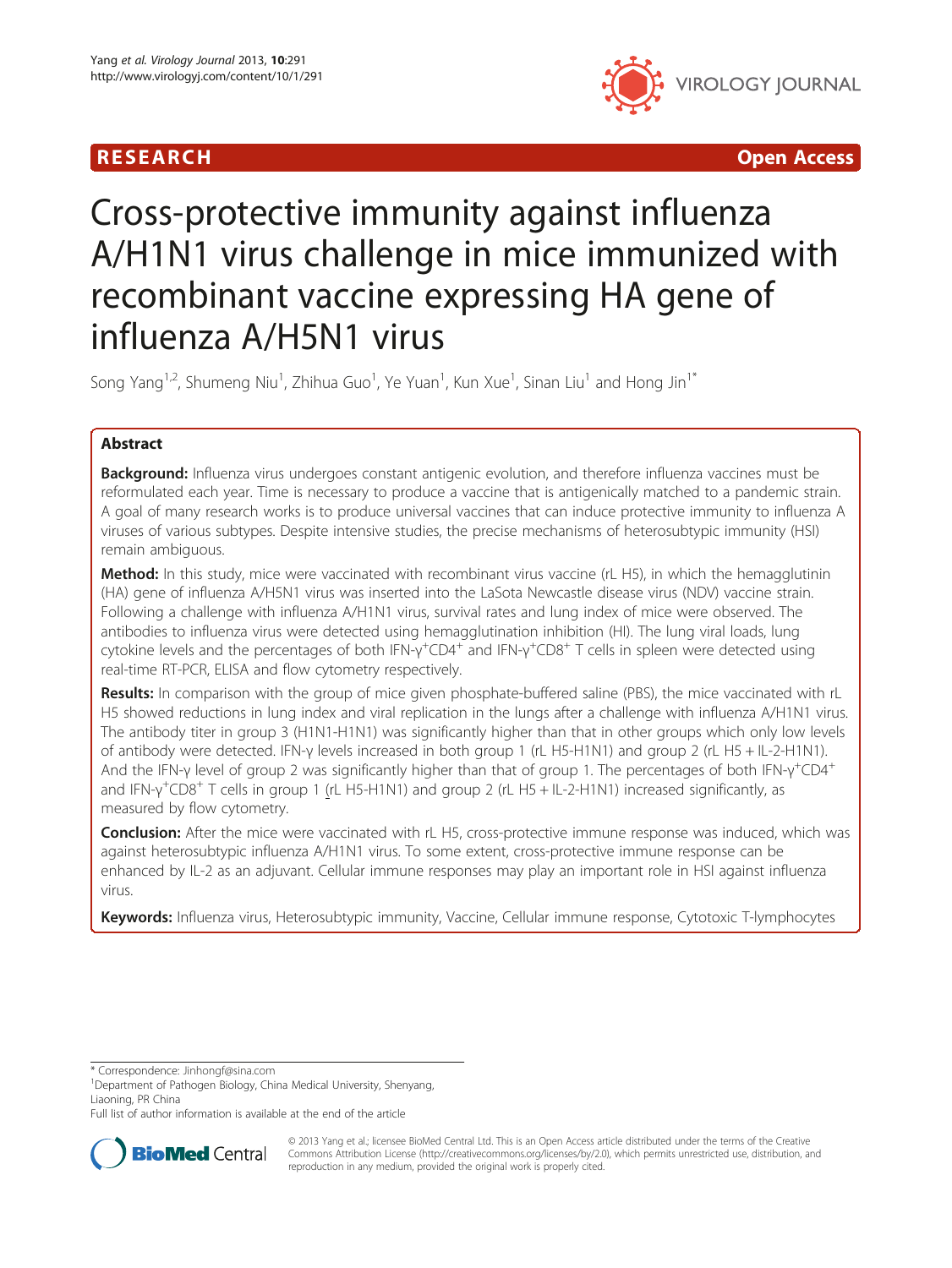RESEARCH Open Access

# Cross-protective immunity against influenza A/H1N1 virus challenge in mice immunized with recombinant vaccine expressing HA gene of influenza A/H5N1 virus

Song Yang[1,2], Shumeng Niu[1], Zhihua Guo[1], Ye Yuan[1], Kun Xue[1], Sinan Liu[1] and Hong Jin[1*]

## Abstract

**Background:** Influenza virus undergoes constant antigenic evolution, and therefore influenza vaccines must be reformulated each year. Time is necessary to produce a vaccine that is antigenically matched to a pandemic strain. A goal of many research works is to produce universal vaccines that can induce protective immunity to influenza A viruses of various subtypes. Despite intensive studies, the precise mechanisms of heterosubtypic immunity (HSI) remain ambiguous.

**Method:** In this study, mice were vaccinated with recombinant virus vaccine (rL H5), in which the hemagglutinin (HA) gene of influenza A/H5N1 virus was inserted into the LaSota Newcastle disease virus (NDV) vaccine strain. Following a challenge with influenza A/H1N1 virus, survival rates and lung index of mice were observed. The antibodies to influenza virus were detected using hemagglutination inhibition (HI). The lung viral loads, lung cytokine levels and the percentages of both IFN-γ$^+$CD4$^+$ and IFN-γ$^+$CD8$^+$ T cells in spleen were detected using real-time RT-PCR, ELISA and flow cytometry respectively.

**Results:** In comparison with the group of mice given phosphate-buffered saline (PBS), the mice vaccinated with rL H5 showed reductions in lung index and viral replication in the lungs after a challenge with influenza A/H1N1 virus. The antibody titer in group 3 (H1N1-H1N1) was significantly higher than that in other groups which only low levels of antibody were detected. IFN-γ levels increased in both group 1 (rL H5-H1N1) and group 2 (rL H5 + IL-2-H1N1). And the IFN-γ level of group 2 was significantly higher than that of group 1. The percentages of both IFN-γ$^+$CD4$^+$ and IFN-γ$^+$CD8$^+$ T cells in group 1 (rL H5-H1N1) and group 2 (rL H5 + IL-2-H1N1) increased significantly, as measured by flow cytometry.

**Conclusion:** After the mice were vaccinated with rL H5, cross-protective immune response was induced, which was against heterosubtypic influenza A/H1N1 virus. To some extent, cross-protective immune response can be enhanced by IL-2 as an adjuvant. Cellular immune responses may play an important role in HSI against influenza virus.

**Keywords:** Influenza virus, Heterosubtypic immunity, Vaccine, Cellular immune response, Cytotoxic T-lymphocytes

\* Correspondence: Jinhongf@sina.com

[1]Department of Pathogen Biology, China Medical University, Shenyang, Liaoning, PR China

Full list of author information is available at the end of the article

© 2013 Yang et al.; licensee BioMed Central Ltd. This is an Open Access article distributed under the terms of the Creative Commons Attribution License (http://creativecommons.org/licenses/by/2.0), which permits unrestricted use, distribution, and reproduction in any medium, provided the original work is properly cited.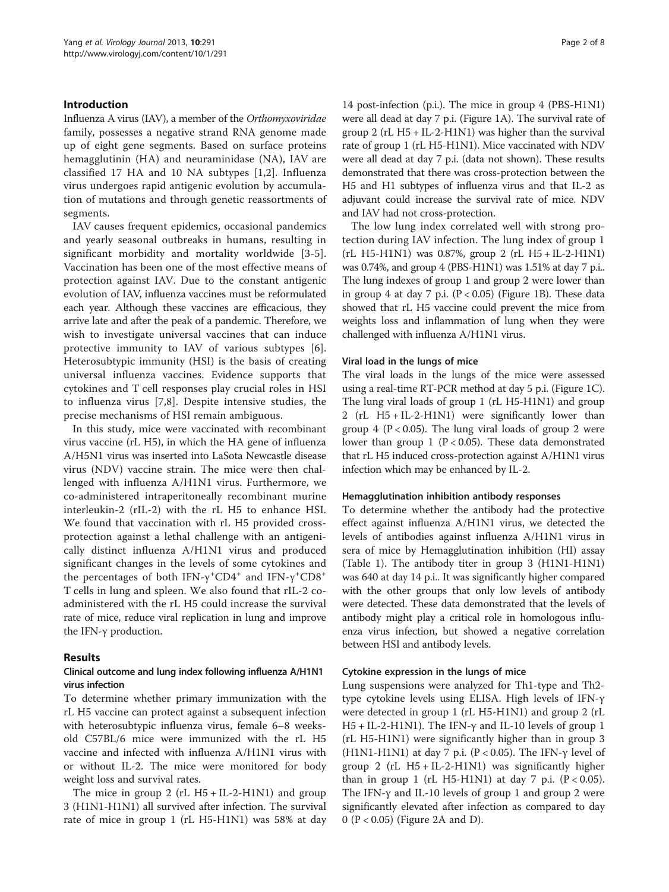## Introduction

Influenza A virus (IAV), a member of the *Orthomyxoviridae* family, possesses a negative strand RNA genome made up of eight gene segments. Based on surface proteins hemagglutinin (HA) and neuraminidase (NA), IAV are classified 17 HA and 10 NA subtypes [1,2]. Influenza virus undergoes rapid antigenic evolution by accumulation of mutations and through genetic reassortments of segments.

IAV causes frequent epidemics, occasional pandemics and yearly seasonal outbreaks in humans, resulting in significant morbidity and mortality worldwide [3-5]. Vaccination has been one of the most effective means of protection against IAV. Due to the constant antigenic evolution of IAV, influenza vaccines must be reformulated each year. Although these vaccines are efficacious, they arrive late and after the peak of a pandemic. Therefore, we wish to investigate universal vaccines that can induce protective immunity to IAV of various subtypes [6]. Heterosubtypic immunity (HSI) is the basis of creating universal influenza vaccines. Evidence supports that cytokines and T cell responses play crucial roles in HSI to influenza virus [7,8]. Despite intensive studies, the precise mechanisms of HSI remain ambiguous.

In this study, mice were vaccinated with recombinant virus vaccine (rL H5), in which the HA gene of influenza A/H5N1 virus was inserted into LaSota Newcastle disease virus (NDV) vaccine strain. The mice were then challenged with influenza A/H1N1 virus. Furthermore, we co-administered intraperitoneally recombinant murine interleukin-2 (rIL-2) with the rL H5 to enhance HSI. We found that vaccination with rL H5 provided cross-protection against a lethal challenge with an antigenically distinct influenza A/H1N1 virus and produced significant changes in the levels of some cytokines and the percentages of both IFN-$\gamma^+$CD4$^+$ and IFN-$\gamma^+$CD8$^+$ T cells in lung and spleen. We also found that rIL-2 co-administered with the rL H5 could increase the survival rate of mice, reduce viral replication in lung and improve the IFN-γ production.

## Results

### Clinical outcome and lung index following influenza A/H1N1 virus infection

To determine whether primary immunization with the rL H5 vaccine can protect against a subsequent infection with heterosubtypic influenza virus, female 6–8 weeks-old C57BL/6 mice were immunized with the rL H5 vaccine and infected with influenza A/H1N1 virus with or without IL-2. The mice were monitored for body weight loss and survival rates.

The mice in group 2 (rL H5 + IL-2-H1N1) and group 3 (H1N1-H1N1) all survived after infection. The survival rate of mice in group 1 (rL H5-H1N1) was 58% at day 14 post-infection (p.i.). The mice in group 4 (PBS-H1N1) were all dead at day 7 p.i. (Figure 1A). The survival rate of group 2 (rL H5 + IL-2-H1N1) was higher than the survival rate of group 1 (rL H5-H1N1). Mice vaccinated with NDV were all dead at day 7 p.i. (data not shown). These results demonstrated that there was cross-protection between the H5 and H1 subtypes of influenza virus and that IL-2 as adjuvant could increase the survival rate of mice. NDV and IAV had not cross-protection.

The low lung index correlated well with strong protection during IAV infection. The lung index of group 1 (rL H5-H1N1) was 0.87%, group 2 (rL H5 + IL-2-H1N1) was 0.74%, and group 4 (PBS-H1N1) was 1.51% at day 7 p.i.. The lung indexes of group 1 and group 2 were lower than in group 4 at day 7 p.i. ($P < 0.05$) (Figure 1B). These data showed that rL H5 vaccine could prevent the mice from weights loss and inflammation of lung when they were challenged with influenza A/H1N1 virus.

### Viral load in the lungs of mice

The viral loads in the lungs of the mice were assessed using a real-time RT-PCR method at day 5 p.i. (Figure 1C). The lung viral loads of group 1 (rL H5-H1N1) and group 2 (rL H5 + IL-2-H1N1) were significantly lower than group 4 ($P < 0.05$). The lung viral loads of group 2 were lower than group 1 ($P < 0.05$). These data demonstrated that rL H5 induced cross-protection against A/H1N1 virus infection which may be enhanced by IL-2.

### Hemagglutination inhibition antibody responses

To determine whether the antibody had the protective effect against influenza A/H1N1 virus, we detected the levels of antibodies against influenza A/H1N1 virus in sera of mice by Hemagglutination inhibition (HI) assay (Table 1). The antibody titer in group 3 (H1N1-H1N1) was 640 at day 14 p.i.. It was significantly higher compared with the other groups that only low levels of antibody were detected. These data demonstrated that the levels of antibody might play a critical role in homologous influenza virus infection, but showed a negative correlation between HSI and antibody levels.

### Cytokine expression in the lungs of mice

Lung suspensions were analyzed for Th1-type and Th2-type cytokine levels using ELISA. High levels of IFN-γ were detected in group 1 (rL H5-H1N1) and group 2 (rL H5 + IL-2-H1N1). The IFN-γ and IL-10 levels of group 1 (rL H5-H1N1) were significantly higher than in group 3 (H1N1-H1N1) at day 7 p.i. ($P < 0.05$). The IFN-γ level of group 2 (rL H5 + IL-2-H1N1) was significantly higher than in group 1 (rL H5-H1N1) at day 7 p.i. ($P < 0.05$). The IFN-γ and IL-10 levels of group 1 and group 2 were significantly elevated after infection as compared to day 0 ($P < 0.05$) (Figure 2A and D).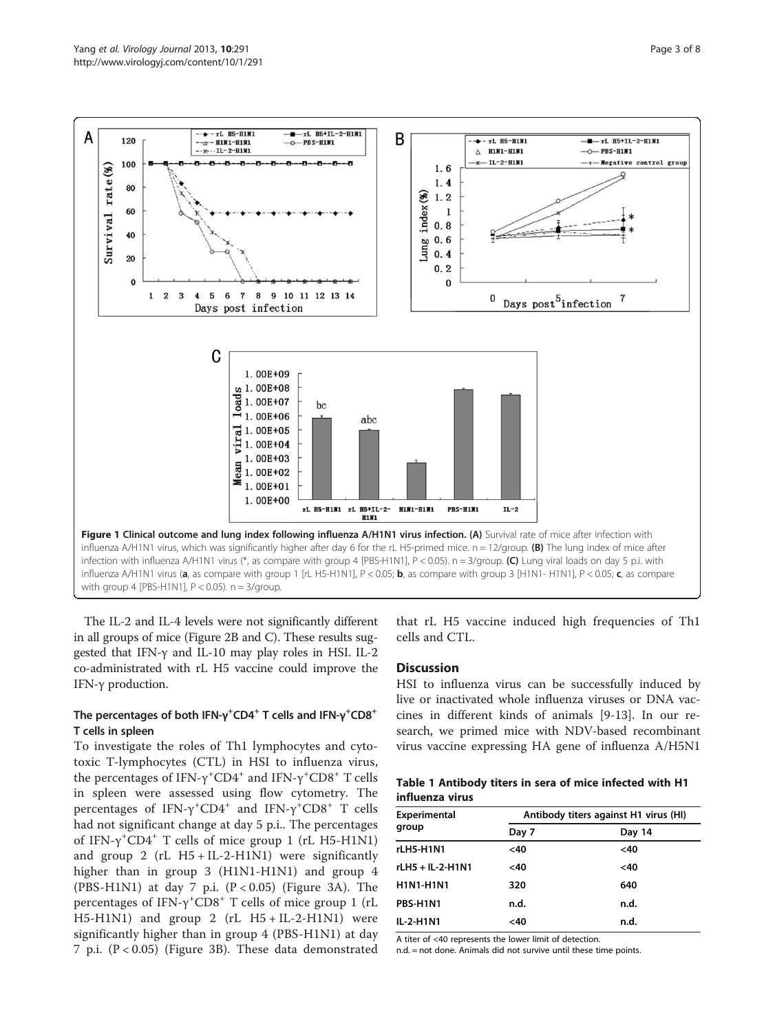**Figure 1 Clinical outcome and lung index following influenza A/H1N1 virus infection. (A)** Survival rate of mice after infection with influenza A/H1N1 virus, which was significantly higher after day 6 for the rL H5-primed mice. n = 12/group. **(B)** The lung index of mice after infection with influenza A/H1N1 virus (*, as compare with group 4 [PBS-H1N1], $P < 0.05$). n = 3/group. **(C)** Lung viral loads on day 5 p.i. with influenza A/H1N1 virus (**a**, as compare with group 1 [rL H5-H1N1], $P < 0.05$; **b**, as compare with group 3 [H1N1- H1N1], $P < 0.05$; **c**, as compare with group 4 [PBS-H1N1], $P < 0.05$). n = 3/group.

The IL-2 and IL-4 levels were not significantly different in all groups of mice (Figure 2B and C). These results suggested that IFN-γ and IL-10 may play roles in HSI. IL-2 co-administrated with rL H5 vaccine could improve the IFN-γ production.

### The percentages of both IFN-$\gamma^{+}$CD4$^{+}$ T cells and IFN-$\gamma^{+}$CD8$^{+}$ T cells in spleen

To investigate the roles of Th1 lymphocytes and cytotoxic T-lymphocytes (CTL) in HSI to influenza virus, the percentages of IFN-$\gamma^{+}$CD4$^{+}$ and IFN-$\gamma^{+}$CD8$^{+}$ T cells in spleen were assessed using flow cytometry. The percentages of IFN-$\gamma^{+}$CD4$^{+}$ and IFN-$\gamma^{+}$CD8$^{+}$ T cells had not significant change at day 5 p.i.. The percentages of IFN-$\gamma^{+}$CD4$^{+}$ T cells of mice group 1 (rL H5-H1N1) and group 2 (rL H5 + IL-2-H1N1) were significantly higher than in group 3 (H1N1-H1N1) and group 4 (PBS-H1N1) at day 7 p.i. ($P < 0.05$) (Figure 3A). The percentages of IFN-$\gamma^{+}$CD8$^{+}$ T cells of mice group 1 (rL H5-H1N1) and group 2 (rL H5 + IL-2-H1N1) were significantly higher than in group 4 (PBS-H1N1) at day 7 p.i. ($P < 0.05$) (Figure 3B). These data demonstrated that rL H5 vaccine induced high frequencies of Th1 cells and CTL.

## Discussion

HSI to influenza virus can be successfully induced by live or inactivated whole influenza viruses or DNA vaccines in different kinds of animals [9-13]. In our research, we primed mice with NDV-based recombinant virus vaccine expressing HA gene of influenza A/H5N1

**Table 1 Antibody titers in sera of mice infected with H1 influenza virus**

| Experimental group | Antibody titers against H1 virus (HI) | |
|---|---|---|
| | Day 7 | Day 14 |
| rLH5-H1N1 | <40 | <40 |
| rLH5 + IL-2-H1N1 | <40 | <40 |
| H1N1-H1N1 | 320 | 640 |
| PBS-H1N1 | n.d. | n.d. |
| IL-2-H1N1 | <40 | n.d. |

A titer of <40 represents the lower limit of detection.
n.d. = not done. Animals did not survive until these time points.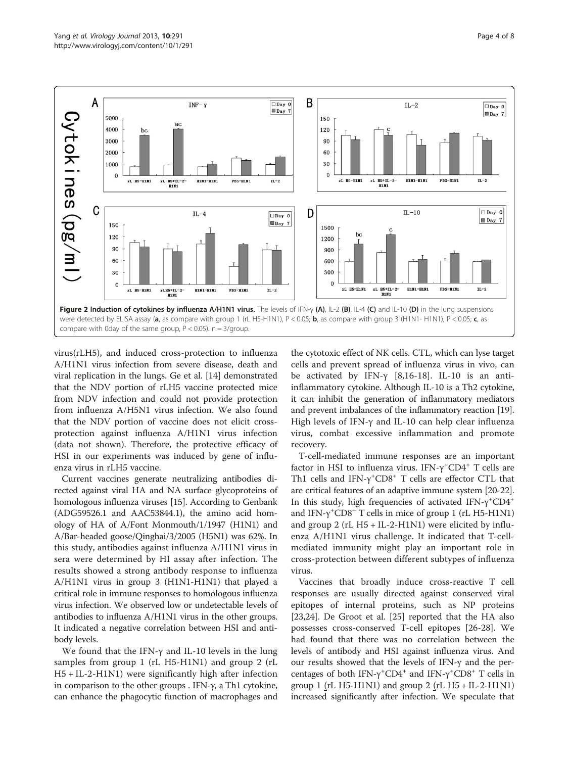**Figure 2 Induction of cytokines by influenza A/H1N1 virus.** The levels of IFN-γ **(A)**, IL-2 **(B)**, IL-4 **(C)** and IL-10 **(D)** in the lung suspensions were detected by ELISA assay (**a**, as compare with group 1 (rL H5-H1N1), $P < 0.05$; **b**, as compare with group 3 (H1N1- H1N1), $P < 0.05$; **c**, as compare with 0day of the same group, $P < 0.05$). n = 3/group.

virus(rLH5), and induced cross-protection to influenza A/H1N1 virus infection from severe disease, death and viral replication in the lungs. Ge et al. [14] demonstrated that the NDV portion of rLH5 vaccine protected mice from NDV infection and could not provide protection from influenza A/H5N1 virus infection. We also found that the NDV portion of vaccine does not elicit cross-protection against influenza A/H1N1 virus infection (data not shown). Therefore, the protective efficacy of HSI in our experiments was induced by gene of influenza virus in rLH5 vaccine.

Current vaccines generate neutralizing antibodies directed against viral HA and NA surface glycoproteins of homologous influenza viruses [15]. According to Genbank (ADG59526.1 and AAC53844.1), the amino acid homology of HA of A/Font Monmouth/1/1947 (H1N1) and A/Bar-headed goose/Qinghai/3/2005 (H5N1) was 62%. In this study, antibodies against influenza A/H1N1 virus in sera were determined by HI assay after infection. The results showed a strong antibody response to influenza A/H1N1 virus in group 3 (H1N1-H1N1) that played a critical role in immune responses to homologous influenza virus infection. We observed low or undetectable levels of antibodies to influenza A/H1N1 virus in the other groups. It indicated a negative correlation between HSI and antibody levels.

We found that the IFN-γ and IL-10 levels in the lung samples from group 1 (rL H5-H1N1) and group 2 (rL H5 + IL-2-H1N1) were significantly high after infection in comparison to the other groups . IFN-γ, a Th1 cytokine, can enhance the phagocytic function of macrophages and the cytotoxic effect of NK cells. CTL, which can lyse target cells and prevent spread of influenza virus in vivo, can be activated by IFN-γ [8,16-18]. IL-10 is an anti-inflammatory cytokine. Although IL-10 is a Th2 cytokine, it can inhibit the generation of inflammatory mediators and prevent imbalances of the inflammatory reaction [19]. High levels of IFN-γ and IL-10 can help clear influenza virus, combat excessive inflammation and promote recovery.

T-cell-mediated immune responses are an important factor in HSI to influenza virus. IFN-$\gamma^{+}$CD4$^{+}$ T cells are Th1 cells and IFN-$\gamma^{+}$CD8$^{+}$ T cells are effector CTL that are critical features of an adaptive immune system [20-22]. In this study, high frequencies of activated IFN-$\gamma^{+}$CD4$^{+}$ and IFN-$\gamma^{+}$CD8$^{+}$ T cells in mice of group 1 (rL H5-H1N1) and group 2 (rL H5 + IL-2-H1N1) were elicited by influenza A/H1N1 virus challenge. It indicated that T-cell-mediated immunity might play an important role in cross-protection between different subtypes of influenza virus.

Vaccines that broadly induce cross-reactive T cell responses are usually directed against conserved viral epitopes of internal proteins, such as NP proteins [23,24]. De Groot et al. [25] reported that the HA also possesses cross-conserved T-cell epitopes [26-28]. We had found that there was no correlation between the levels of antibody and HSI against influenza virus. And our results showed that the levels of IFN-γ and the percentages of both IFN-$\gamma^{+}$CD4$^{+}$ and IFN-$\gamma^{+}$CD8$^{+}$ T cells in group 1 (rL H5-H1N1) and group 2 (rL H5 + IL-2-H1N1) increased significantly after infection. We speculate that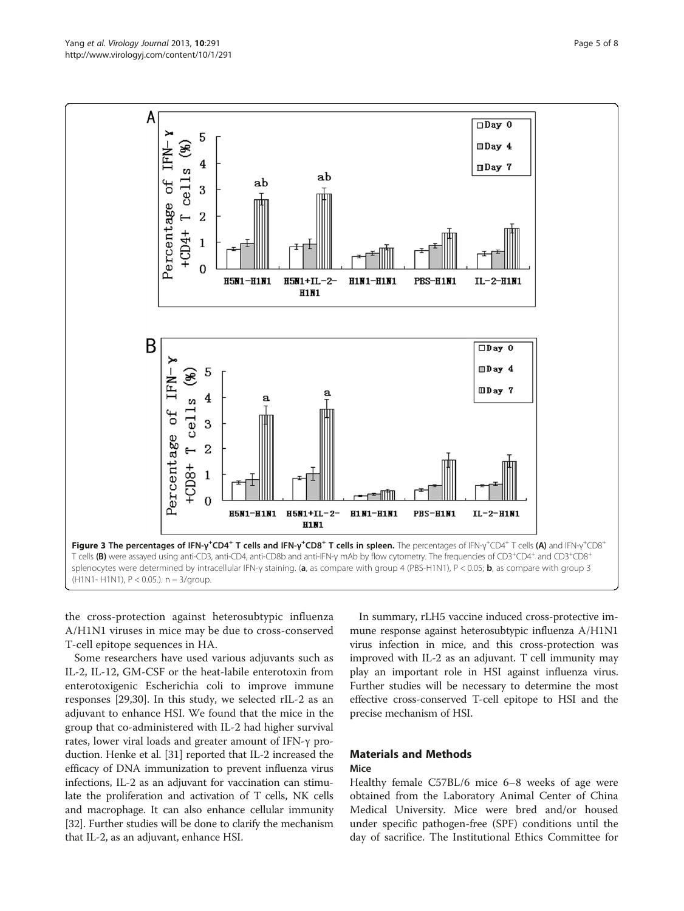**Figure 3 The percentages of IFN-γ$^{+}$CD4$^{+}$ T cells and IFN-γ$^{+}$CD8$^{+}$ T cells in spleen.** The percentages of IFN-γ$^{+}$CD4$^{+}$ T cells **(A)** and IFN-γ$^{+}$CD8$^{+}$ T cells **(B)** were assayed using anti-CD3, anti-CD4, anti-CD8b and anti-IFN-γ mAb by flow cytometry. The frequencies of CD3$^{+}$CD4$^{+}$ and CD3$^{+}$CD8$^{+}$ splenocytes were determined by intracellular IFN-γ staining. (**a**, as compare with group 4 (PBS-H1N1), $P < 0.05$; **b**, as compare with group 3 (H1N1- H1N1), $P < 0.05$.). n = 3/group.

the cross-protection against heterosubtypic influenza A/H1N1 viruses in mice may be due to cross-conserved T-cell epitope sequences in HA.

Some researchers have used various adjuvants such as IL-2, IL-12, GM-CSF or the heat-labile enterotoxin from enterotoxigenic Escherichia coli to improve immune responses [29,30]. In this study, we selected rIL-2 as an adjuvant to enhance HSI. We found that the mice in the group that co-administered with IL-2 had higher survival rates, lower viral loads and greater amount of IFN-γ production. Henke et al. [31] reported that IL-2 increased the efficacy of DNA immunization to prevent influenza virus infections, IL-2 as an adjuvant for vaccination can stimulate the proliferation and activation of T cells, NK cells and macrophage. It can also enhance cellular immunity [32]. Further studies will be done to clarify the mechanism that IL-2, as an adjuvant, enhance HSI.

In summary, rLH5 vaccine induced cross-protective immune response against heterosubtypic influenza A/H1N1 virus infection in mice, and this cross-protection was improved with IL-2 as an adjuvant. T cell immunity may play an important role in HSI against influenza virus. Further studies will be necessary to determine the most effective cross-conserved T-cell epitope to HSI and the precise mechanism of HSI.

## Materials and Methods

### Mice

Healthy female C57BL/6 mice 6–8 weeks of age were obtained from the Laboratory Animal Center of China Medical University. Mice were bred and/or housed under specific pathogen-free (SPF) conditions until the day of sacrifice. The Institutional Ethics Committee for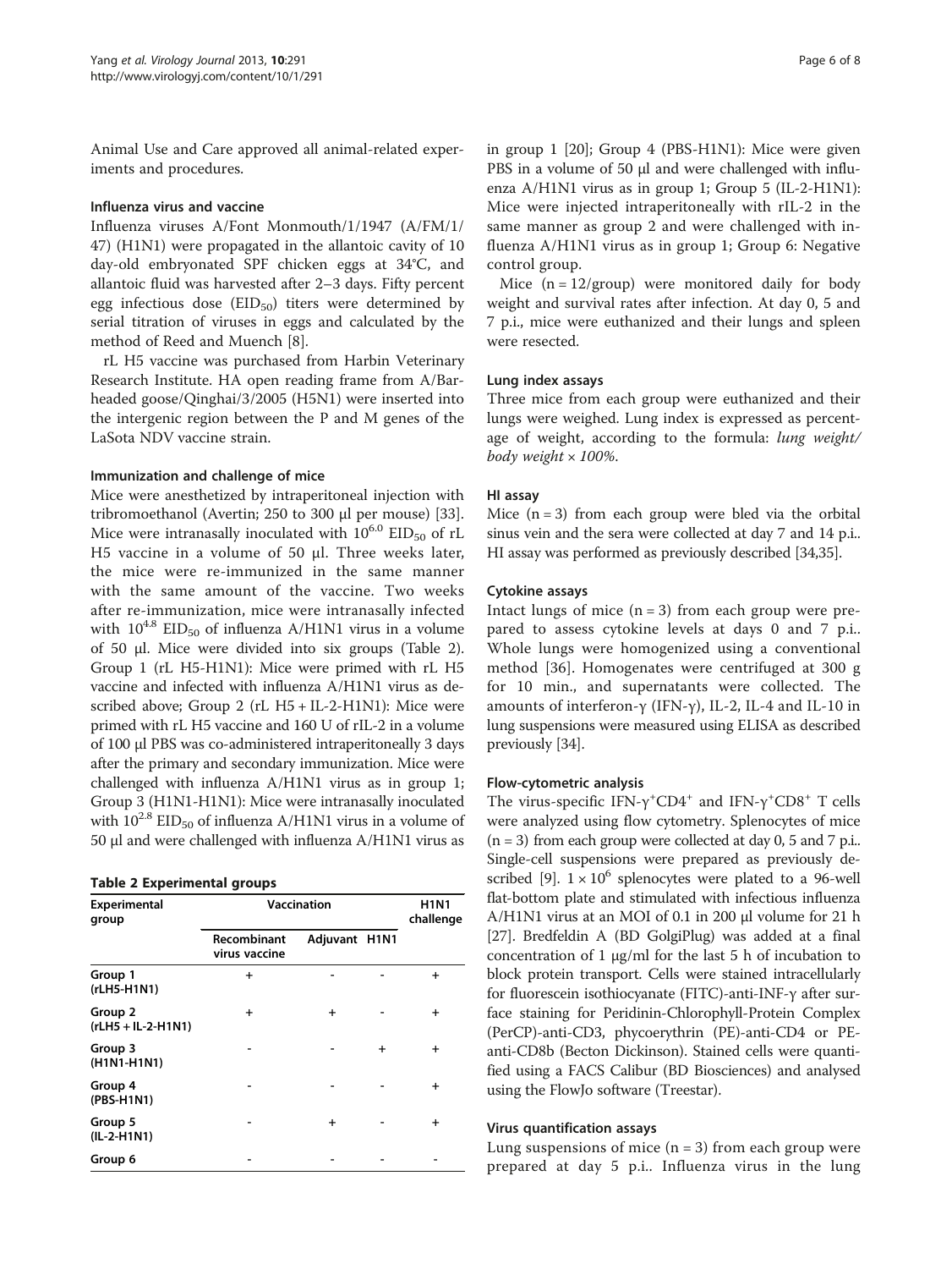Animal Use and Care approved all animal-related experiments and procedures.

### Influenza virus and vaccine

Influenza viruses A/Font Monmouth/1/1947 (A/FM/1/47) (H1N1) were propagated in the allantoic cavity of 10 day-old embryonated SPF chicken eggs at 34°C, and allantoic fluid was harvested after 2–3 days. Fifty percent egg infectious dose ($EID_{50}$) titers were determined by serial titration of viruses in eggs and calculated by the method of Reed and Muench [8].

rL H5 vaccine was purchased from Harbin Veterinary Research Institute. HA open reading frame from A/Bar-headed goose/Qinghai/3/2005 (H5N1) were inserted into the intergenic region between the P and M genes of the LaSota NDV vaccine strain.

### Immunization and challenge of mice

Mice were anesthetized by intraperitoneal injection with tribromoethanol (Avertin; 250 to 300 μl per mouse) [33]. Mice were intranasally inoculated with $10^{6.0}$ $EID_{50}$ of rL H5 vaccine in a volume of 50 μl. Three weeks later, the mice were re-immunized in the same manner with the same amount of the vaccine. Two weeks after re-immunization, mice were intranasally infected with $10^{4.8}$ $EID_{50}$ of influenza A/H1N1 virus in a volume of 50 μl. Mice were divided into six groups (Table 2). Group 1 (rL H5-H1N1): Mice were primed with rL H5 vaccine and infected with influenza A/H1N1 virus as described above; Group 2 (rL H5 + IL-2-H1N1): Mice were primed with rL H5 vaccine and 160 U of rIL-2 in a volume of 100 μl PBS was co-administered intraperitoneally 3 days after the primary and secondary immunization. Mice were challenged with influenza A/H1N1 virus as in group 1; Group 3 (H1N1-H1N1): Mice were intranasally inoculated with $10^{2.8}$ $EID_{50}$ of influenza A/H1N1 virus in a volume of 50 μl and were challenged with influenza A/H1N1 virus as in group 1 [20]; Group 4 (PBS-H1N1): Mice were given PBS in a volume of 50 μl and were challenged with influenza A/H1N1 virus as in group 1; Group 5 (IL-2-H1N1): Mice were injected intraperitoneally with rIL-2 in the same manner as group 2 and were challenged with influenza A/H1N1 virus as in group 1; Group 6: Negative control group.

**Table 2 Experimental groups**

| Experimental group | Vaccination | | | H1N1 challenge |
|---|---|---|---|---|
| | Recombinant virus vaccine | Adjuvant | H1N1 | |
| Group 1 (rLH5-H1N1) | + | - | - | + |
| Group 2 (rLH5 + IL-2-H1N1) | + | + | - | + |
| Group 3 (H1N1-H1N1) | - | - | + | + |
| Group 4 (PBS-H1N1) | - | - | - | + |
| Group 5 (IL-2-H1N1) | - | + | - | + |
| Group 6 | - | - | - | - |

Mice (n = 12/group) were monitored daily for body weight and survival rates after infection. At day 0, 5 and 7 p.i., mice were euthanized and their lungs and spleen were resected.

### Lung index assays

Three mice from each group were euthanized and their lungs were weighed. Lung index is expressed as percentage of weight, according to the formula: *lung weight/ body weight × 100%*.

### HI assay

Mice (n = 3) from each group were bled via the orbital sinus vein and the sera were collected at day 7 and 14 p.i.. HI assay was performed as previously described [34,35].

### Cytokine assays

Intact lungs of mice (n = 3) from each group were prepared to assess cytokine levels at days 0 and 7 p.i.. Whole lungs were homogenized using a conventional method [36]. Homogenates were centrifuged at 300 g for 10 min., and supernatants were collected. The amounts of interferon-γ (IFN-γ), IL-2, IL-4 and IL-10 in lung suspensions were measured using ELISA as described previously [34].

### Flow-cytometric analysis

The virus-specific IFN-$\gamma^+$CD4$^+$ and IFN-$\gamma^+$CD8$^+$ T cells were analyzed using flow cytometry. Splenocytes of mice (n = 3) from each group were collected at day 0, 5 and 7 p.i.. Single-cell suspensions were prepared as previously described [9]. $1 \times 10^6$ splenocytes were plated to a 96-well flat-bottom plate and stimulated with infectious influenza A/H1N1 virus at an MOI of 0.1 in 200 μl volume for 21 h [27]. Bredfeldin A (BD GolgiPlug) was added at a final concentration of 1 μg/ml for the last 5 h of incubation to block protein transport. Cells were stained intracellularly for fluorescein isothiocyanate (FITC)-anti-INF-γ after surface staining for Peridinin-Chlorophyll-Protein Complex (PerCP)-anti-CD3, phycoerythrin (PE)-anti-CD4 or PE-anti-CD8b (Becton Dickinson). Stained cells were quantified using a FACS Calibur (BD Biosciences) and analysed using the FlowJo software (Treestar).

### Virus quantification assays

Lung suspensions of mice (n = 3) from each group were prepared at day 5 p.i.. Influenza virus in the lung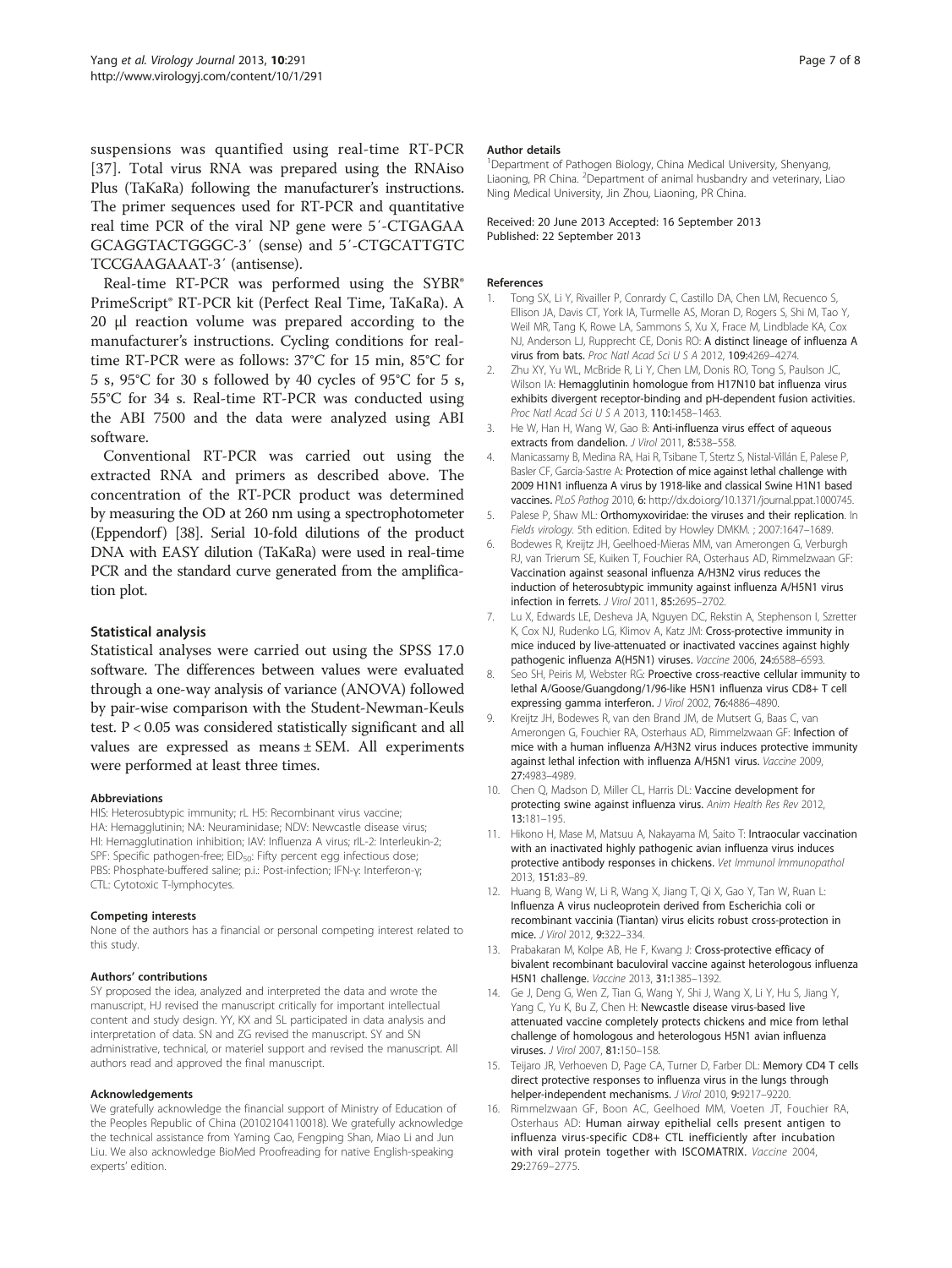suspensions was quantified using real-time RT-PCR [37]. Total virus RNA was prepared using the RNAiso Plus (TaKaRa) following the manufacturer's instructions. The primer sequences used for RT-PCR and quantitative real time PCR of the viral NP gene were 5′-CTGAGAA GCAGGTACTGGGC-3′ (sense) and 5′-CTGCATTGTC TCCGAAGAAAT-3′ (antisense).

Real-time RT-PCR was performed using the SYBR® PrimeScript® RT-PCR kit (Perfect Real Time, TaKaRa). A 20 μl reaction volume was prepared according to the manufacturer's instructions. Cycling conditions for real-time RT-PCR were as follows: 37°C for 15 min, 85°C for 5 s, 95°C for 30 s followed by 40 cycles of 95°C for 5 s, 55°C for 34 s. Real-time RT-PCR was conducted using the ABI 7500 and the data were analyzed using ABI software.

Conventional RT-PCR was carried out using the extracted RNA and primers as described above. The concentration of the RT-PCR product was determined by measuring the OD at 260 nm using a spectrophotometer (Eppendorf) [38]. Serial 10-fold dilutions of the product DNA with EASY dilution (TaKaRa) were used in real-time PCR and the standard curve generated from the amplification plot.

### Statistical analysis

Statistical analyses were carried out using the SPSS 17.0 software. The differences between values were evaluated through a one-way analysis of variance (ANOVA) followed by pair-wise comparison with the Student-Newman-Keuls test. $P < 0.05$ was considered statistically significant and all values are expressed as means ± SEM. All experiments were performed at least three times.

#### Abbreviations

HIS: Heterosubtypic immunity; rL H5: Recombinant virus vaccine; HA: Hemagglutinin; NA: Neuraminidase; NDV: Newcastle disease virus; HI: Hemagglutination inhibition; IAV: Influenza A virus; rIL-2: Interleukin-2; SPF: Specific pathogen-free; $EID_{50}$: Fifty percent egg infectious dose; PBS: Phosphate-buffered saline; p.i.: Post-infection; IFN-γ: Interferon-γ; CTL: Cytotoxic T-lymphocytes.

#### Competing interests

None of the authors has a financial or personal competing interest related to this study.

#### Authors' contributions

SY proposed the idea, analyzed and interpreted the data and wrote the manuscript, HJ revised the manuscript critically for important intellectual content and study design. YY, KX and SL participated in data analysis and interpretation of data. SN and ZG revised the manuscript. SY and SN administrative, technical, or materiel support and revised the manuscript. All authors read and approved the final manuscript.

#### Acknowledgements

We gratefully acknowledge the financial support of Ministry of Education of the Peoples Republic of China (20102104110018). We gratefully acknowledge the technical assistance from Yaming Cao, Fengping Shan, Miao Li and Jun Liu. We also acknowledge BioMed Proofreading for native English-speaking experts' edition.

#### Author details

[1]Department of Pathogen Biology, China Medical University, Shenyang, Liaoning, PR China. [2]Department of animal husbandry and veterinary, Liao Ning Medical University, Jin Zhou, Liaoning, PR China.

Received: 20 June 2013 Accepted: 16 September 2013
Published: 22 September 2013

#### References

1. Tong SX, Li Y, Rivailler P, Conrardy C, Castillo DA, Chen LM, Recuenco S, Ellison JA, Davis CT, York IA, Turmelle AS, Moran D, Rogers S, Shi M, Tao Y, Weil MR, Tang K, Rowe LA, Sammons S, Xu X, Frace M, Lindblade KA, Cox NJ, Anderson LJ, Rupprecht CE, Donis RO: **A distinct lineage of influenza A virus from bats.** *Proc Natl Acad Sci U S A* 2012, **109:**4269–4274.
2. Zhu XY, Yu WL, McBride R, Li Y, Chen LM, Donis RO, Tong S, Paulson JC, Wilson IA: **Hemagglutinin homologue from H17N10 bat influenza virus exhibits divergent receptor-binding and pH-dependent fusion activities.** *Proc Natl Acad Sci U S A* 2013, **110:**1458–1463.
3. He W, Han H, Wang W, Gao B: **Anti-influenza virus effect of aqueous extracts from dandelion.** *J Virol* 2011, **8:**538–558.
4. Manicassamy B, Medina RA, Hai R, Tsibane T, Stertz S, Nistal-Villán E, Palese P, Basler CF, García-Sastre A: **Protection of mice against lethal challenge with 2009 H1N1 influenza A virus by 1918-like and classical Swine H1N1 based vaccines.** *PLoS Pathog* 2010, **6:** http://dx.doi.org/10.1371/journal.ppat.1000745.
5. Palese P, Shaw ML: **Orthomyxoviridae: the viruses and their replication.** In *Fields virology.* 5th edition. Edited by Howley DMKM. ; 2007:1647–1689.
6. Bodewes R, Kreijtz JH, Geelhoed-Mieras MM, van Amerongen G, Verburgh RJ, van Trierum SE, Kuiken T, Fouchier RA, Osterhaus AD, Rimmelzwaan GF: **Vaccination against seasonal influenza A/H3N2 virus reduces the induction of heterosubtypic immunity against influenza A/H5N1 virus infection in ferrets.** *J Virol* 2011, **85:**2695–2702.
7. Lu X, Edwards LE, Desheva JA, Nguyen DC, Rekstin A, Stephenson I, Szretter K, Cox NJ, Rudenko LG, Klimov A, Katz JM: **Cross-protective immunity in mice induced by live-attenuated or inactivated vaccines against highly pathogenic influenza A(H5N1) viruses.** *Vaccine* 2006, **24:**6588–6593.
8. Seo SH, Peiris M, Webster RG: **Proective cross-reactive cellular immunity to lethal A/Goose/Guangdong/1/96-like H5N1 influenza virus CD8+ T cell expressing gamma interferon.** *J Virol* 2002, **76:**4886–4890.
9. Kreijtz JH, Bodewes R, van den Brand JM, de Mutsert G, Baas C, van Amerongen G, Fouchier RA, Osterhaus AD, Rimmelzwaan GF: **Infection of mice with a human influenza A/H3N2 virus induces protective immunity against lethal infection with influenza A/H5N1 virus.** *Vaccine* 2009, **27:**4983–4989.
10. Chen Q, Madson D, Miller CL, Harris DL: **Vaccine development for protecting swine against influenza virus.** *Anim Health Res Rev* 2012, **13:**181–195.
11. Hikono H, Mase M, Matsuu A, Nakayama M, Saito T: **Intraocular vaccination with an inactivated highly pathogenic avian influenza virus induces protective antibody responses in chickens.** *Vet Immunol Immunopathol* 2013, **151:**83–89.
12. Huang B, Wang W, Li R, Wang X, Jiang T, Qi X, Gao Y, Tan W, Ruan L: **Influenza A virus nucleoprotein derived from Escherichia coli or recombinant vaccinia (Tiantan) virus elicits robust cross-protection in mice.** *J Virol* 2012, **9:**322–334.
13. Prabakaran M, Kolpe AB, He F, Kwang J: **Cross-protective efficacy of bivalent recombinant baculoviral vaccine against heterologous influenza H5N1 challenge.** *Vaccine* 2013, **31:**1385–1392.
14. Ge J, Deng G, Wen Z, Tian G, Wang Y, Shi J, Wang X, Li Y, Hu S, Jiang Y, Yang C, Yu K, Bu Z, Chen H: **Newcastle disease virus-based live attenuated vaccine completely protects chickens and mice from lethal challenge of homologous and heterologous H5N1 avian influenza viruses.** *J Virol* 2007, **81:**150–158.
15. Teijaro JR, Verhoeven D, Page CA, Turner D, Farber DL: **Memory CD4 T cells direct protective responses to influenza virus in the lungs through helper-independent mechanisms.** *J Virol* 2010, **9:**9217–9220.
16. Rimmelzwaan GF, Boon AC, Geelhoed MM, Voeten JT, Fouchier RA, Osterhaus AD: **Human airway epithelial cells present antigen to influenza virus-specific CD8+ CTL inefficiently after incubation with viral protein together with ISCOMATRIX.** *Vaccine* 2004, **29:**2769–2775.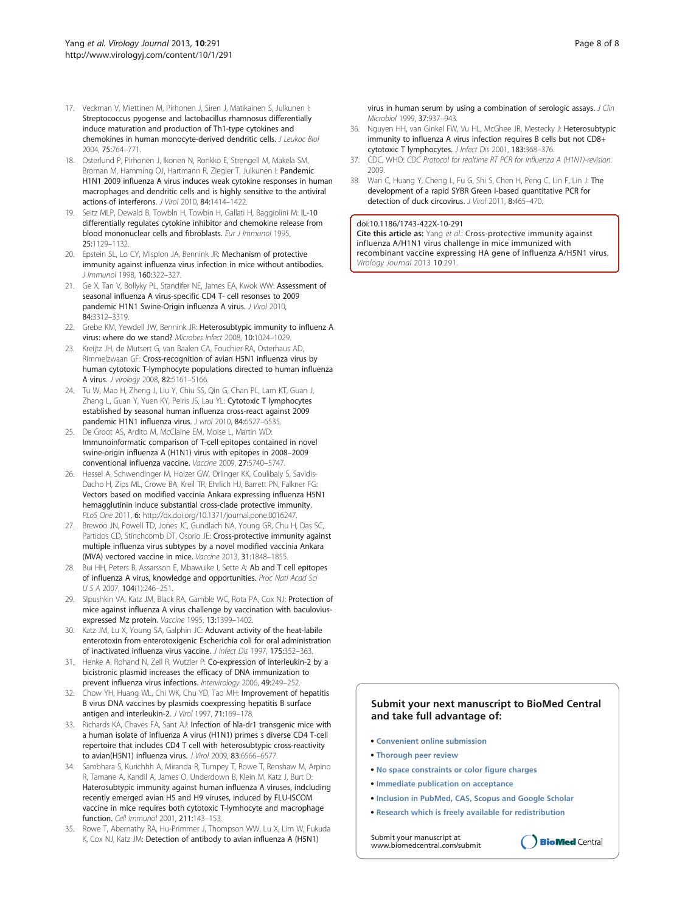17. Veckman V, Miettinen M, Pirhonen J, Siren J, Matikainen S, Julkunen I: **Streptococcus pyogense and lactobacillus rhamnosus differentially induce maturation and production of Th1-type cytokines and chemokines in human monocyte-derived dendritic cells.** *J Leukoc Biol* 2004, **75:**764–771.
18. Osterlund P, Pirhonen J, Ikonen N, Ronkko E, Strengell M, Makela SM, Broman M, Hamming OJ, Hartmann R, Ziegler T, Julkunen I: **Pandemic H1N1 2009 influenza A virus induces weak cytokine responses in human macrophages and dendritic cells and is highly sensitive to the antiviral actions of interferons.** *J Virol* 2010, **84:**1414–1422.
19. Seitz MLP, Dewald B, Towbln H, Towbin H, Gallati H, Baggiolini M: **IL-10 differentially regulates cytokine inhibitor and chemokine release from blood mononuclear cells and fibroblasts.** *Eur J Immunol* 1995, **25:**1129–1132.
20. Epstein SL, Lo CY, Misplon JA, Bennink JR: **Mechanism of protective immunity against influenza virus infection in mice without antibodies.** *J Immunol* 1998, **160:**322–327.
21. Ge X, Tan V, Bollyky PL, Standifer NE, James EA, Kwok WW: **Assessment of seasonal influenza A virus-specific CD4 T- cell resonses to 2009 pandemic H1N1 Swine-Origin influenza A virus.** *J Virol* 2010, **84:**3312–3319.
22. Grebe KM, Yewdell JW, Bennink JR: **Heterosubtypic immunity to influenz A virus: where do we stand?** *Microbes Infect* 2008, **10:**1024–1029.
23. Kreijtz JH, de Mutsert G, van Baalen CA, Fouchier RA, Osterhaus AD, Rimmelzwaan GF: **Cross-recognition of avian H5N1 influenza virus by human cytotoxic T-lymphocyte populations directed to human influenza A virus.** *J virology* 2008, **82:**5161–5166.
24. Tu W, Mao H, Zheng J, Liu Y, Chiu SS, Qin G, Chan PL, Lam KT, Guan J, Zhang L, Guan Y, Yuen KY, Peiris JS, Lau YL: **Cytotoxic T lymphocytes established by seasonal human influenza cross-react against 2009 pandemic H1N1 influenza virus.** *J virol* 2010, **84:**6527–6535.
25. De Groot AS, Ardito M, McClaine EM, Moise L, Martin WD: **Immunoinformatic comparison of T-cell epitopes contained in novel swine-origin influenza A (H1N1) virus with epitopes in 2008–2009 conventional influenza vaccine.** *Vaccine* 2009, **27:**5740–5747.
26. Hessel A, Schwendinger M, Holzer GW, Orlinger KK, Coulibaly S, Savidis-Dacho H, Zips ML, Crowe BA, Kreil TR, Ehrlich HJ, Barrett PN, Falkner FG: **Vectors based on modified vaccinia Ankara expressing influenza H5N1 hemagglutinin induce substantial cross-clade protective immunity.** *PLoS One* 2011, **6:** http://dx.doi.org/10.1371/journal.pone.0016247.
27. Brewoo JN, Powell TD, Jones JC, Gundlach NA, Young GR, Chu H, Das SC, Partidos CD, Stinchcomb DT, Osorio JE: **Cross-protective immunity against multiple influenza virus subtypes by a novel modified vaccinia Ankara (MVA) vectored vaccine in mice.** *Vaccine* 2013, **31:**1848–1855.
28. Bui HH, Peters B, Assarsson E, Mbawuike I, Sette A: **Ab and T cell epitopes of influenza A virus, knowledge and opportunities.** *Proc Natl Acad Sci U S A* 2007, **104**(1):246–251.
29. Slpushkin VA, Katz JM, Black RA, Gamble WC, Rota PA, Cox NJ: **Protection of mice against influenza A virus challenge by vaccination with baculovius-expressed Mz protein.** *Vaccine* 1995, **13:**1399–1402.
30. Katz JM, Lu X, Young SA, Galphin JC: **Aduvant activity of the heat-labile enterotoxin from enterotoxigenic Escherichia coli for oral administration of inactivated influenza virus vaccine.** *J Infect Dis* 1997, **175:**352–363.
31. Henke A, Rohand N, Zell R, Wutzler P: **Co-expression of interleukin-2 by a bicistronic plasmid increases the efficacy of DNA immunization to prevent influenza virus infections.** *Intervirology* 2006, **49:**249–252.
32. Chow YH, Huang WL, Chi WK, Chu YD, Tao MH: **Improvement of hepatitis B virus DNA vaccines by plasmids coexpressing hepatitis B surface antigen and interleukin-2.** *J Virol* 1997, **71:**169–178.
33. Richards KA, Chaves FA, Sant AJ: **Infection of hla-dr1 transgenic mice with a human isolate of influenza A virus (H1N1) primes s diverse CD4 T-cell repertoire that includes CD4 T cell with heterosubtypic cross-reactivity to avian(H5N1) influenza virus.** *J Virol* 2009, **83:**6566–6577.
34. Sambhara S, Kurichhh A, Miranda R, Tumpey T, Rowe T, Renshaw M, Arpino R, Tamane A, Kandil A, James O, Underdown B, Klein M, Katz J, Burt D: **Haterosubtypic immunity against human influenza A viruses, indcluding recently emerged avian H5 and H9 viruses, induced by FLU-ISCOM vaccine in mice requires both cytotoxic T-lymhocyte and macrophage function.** *Cell Immunol* 2001, **211:**143–153.
35. Rowe T, Abernathy RA, Hu-Primmer J, Thompson WW, Lu X, Lim W, Fukuda K, Cox NJ, Katz JM: **Detection of antibody to avian influenza A (H5N1) virus in human serum by using a combination of serologic assays.** *J Clin Microbiol* 1999, **37:**937–943.
36. Nguyen HH, van Ginkel FW, Vu HL, McGhee JR, Mestecky J: **Heterosubtypic immunity to influenza A virus infection requires B cells but not CD8+ cytotoxic T lymphocytes.** *J Infect Dis* 2001, **183:**368–376.
37. CDC, WHO: *CDC Protocol for realtime RT PCR for influenza A (H1N1)-revision.* 2009.
38. Wan C, Huang Y, Cheng L, Fu G, Shi S, Chen H, Peng C, Lin F, Lin J: **The development of a rapid SYBR Green I-based quantitative PCR for detection of duck circovirus.** *J Virol* 2011, **8:**465–470.

doi:10.1186/1743-422X-10-291
**Cite this article as:** Yang *et al.*: Cross-protective immunity against influenza A/H1N1 virus challenge in mice immunized with recombinant vaccine expressing HA gene of influenza A/H5N1 virus. *Virology Journal* 2013 **10**:291.

**Submit your next manuscript to BioMed Central and take full advantage of:**

- Convenient online submission
- Thorough peer review
- No space constraints or color figure charges
- Immediate publication on acceptance
- Inclusion in PubMed, CAS, Scopus and Google Scholar
- Research which is freely available for redistribution

Submit your manuscript at
www.biomedcentral.com/submit

BioMed Central